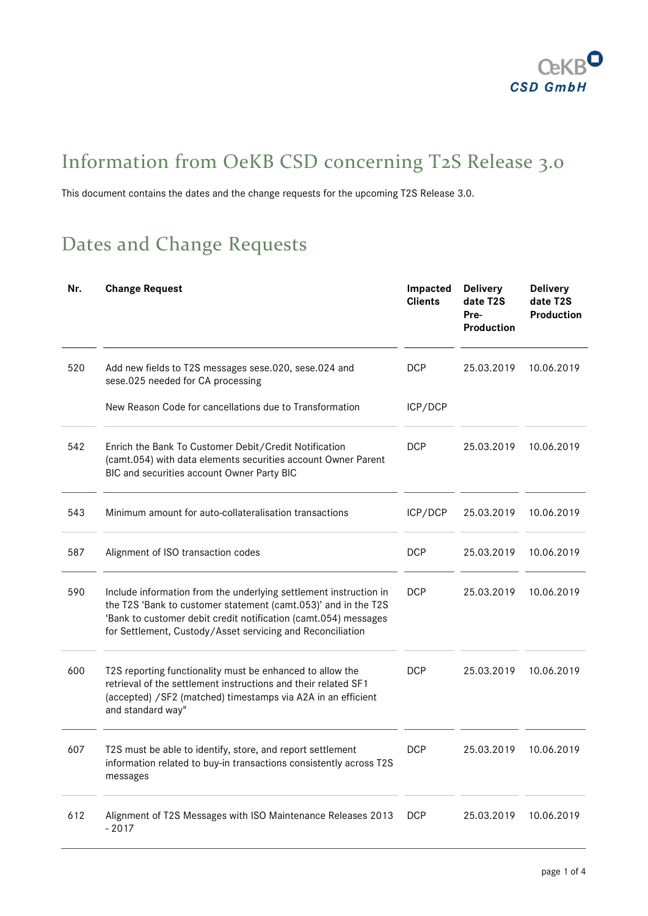# Information from OeKB CSD concerning T2S Release 3.0

This document contains the dates and the change requests for the upcoming T2S Release 3.0.

## Dates and Change Requests

| Nr. | Change Request | Impacted Clients | Delivery date T2S Pre-Production | Delivery date T2S Production |
|---|---|---|---|---|
| 520 | Add new fields to T2S messages sese.020, sese.024 and sese.025 needed for CA processing | DCP | 25.03.2019 | 10.06.2019 |
| | New Reason Code for cancellations due to Transformation | ICP/DCP | | |
| 542 | Enrich the Bank To Customer Debit/Credit Notification (camt.054) with data elements securities account Owner Parent BIC and securities account Owner Party BIC | DCP | 25.03.2019 | 10.06.2019 |
| 543 | Minimum amount for auto-collateralisation transactions | ICP/DCP | 25.03.2019 | 10.06.2019 |
| 587 | Alignment of ISO transaction codes | DCP | 25.03.2019 | 10.06.2019 |
| 590 | Include information from the underlying settlement instruction in the T2S 'Bank to customer statement (camt.053)' and in the T2S 'Bank to customer debit credit notification (camt.054) messages for Settlement, Custody/Asset servicing and Reconciliation | DCP | 25.03.2019 | 10.06.2019 |
| 600 | T2S reporting functionality must be enhanced to allow the retrieval of the settlement instructions and their related SF1 (accepted) /SF2 (matched) timestamps via A2A in an efficient and standard way" | DCP | 25.03.2019 | 10.06.2019 |
| 607 | T2S must be able to identify, store, and report settlement information related to buy-in transactions consistently across T2S messages | DCP | 25.03.2019 | 10.06.2019 |
| 612 | Alignment of T2S Messages with ISO Maintenance Releases 2013 - 2017 | DCP | 25.03.2019 | 10.06.2019 |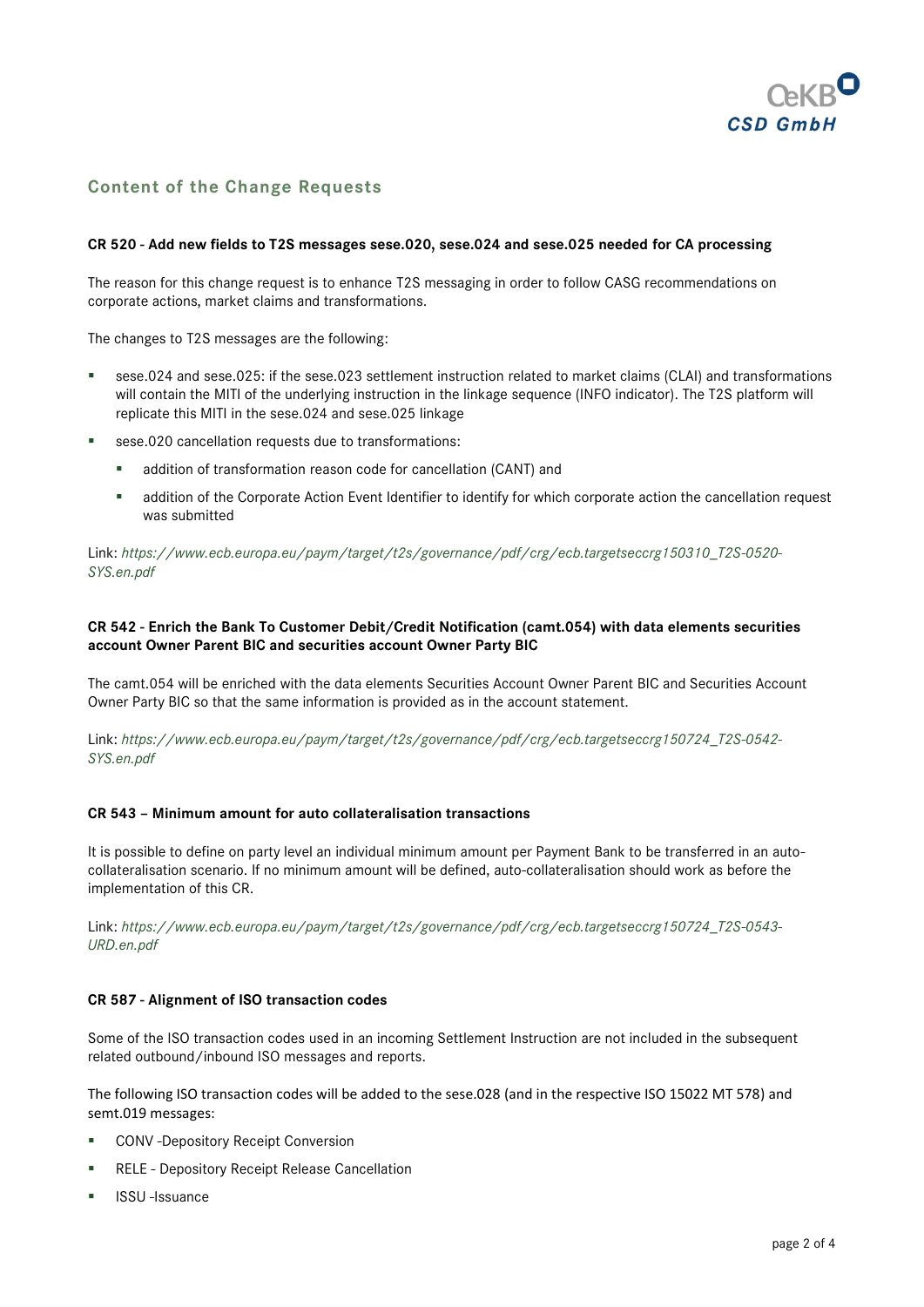## Content of the Change Requests

**CR 520 - Add new fields to T2S messages sese.020, sese.024 and sese.025 needed for CA processing**

The reason for this change request is to enhance T2S messaging in order to follow CASG recommendations on corporate actions, market claims and transformations.

The changes to T2S messages are the following:

- sese.024 and sese.025: if the sese.023 settlement instruction related to market claims (CLAI) and transformations will contain the MITI of the underlying instruction in the linkage sequence (INFO indicator). The T2S platform will replicate this MITI in the sese.024 and sese.025 linkage
- sese.020 cancellation requests due to transformations:
  - addition of transformation reason code for cancellation (CANT) and
  - addition of the Corporate Action Event Identifier to identify for which corporate action the cancellation request was submitted

Link: *https://www.ecb.europa.eu/paym/target/t2s/governance/pdf/crg/ecb.targetseccrg150310_T2S-0520-SYS.en.pdf*

**CR 542 - Enrich the Bank To Customer Debit/Credit Notification (camt.054) with data elements securities account Owner Parent BIC and securities account Owner Party BIC**

The camt.054 will be enriched with the data elements Securities Account Owner Parent BIC and Securities Account Owner Party BIC so that the same information is provided as in the account statement.

Link: *https://www.ecb.europa.eu/paym/target/t2s/governance/pdf/crg/ecb.targetseccrg150724_T2S-0542-SYS.en.pdf*

**CR 543 – Minimum amount for auto collateralisation transactions**

It is possible to define on party level an individual minimum amount per Payment Bank to be transferred in an auto-collateralisation scenario. If no minimum amount will be defined, auto-collateralisation should work as before the implementation of this CR.

Link: *https://www.ecb.europa.eu/paym/target/t2s/governance/pdf/crg/ecb.targetseccrg150724_T2S-0543-URD.en.pdf*

**CR 587 - Alignment of ISO transaction codes**

Some of the ISO transaction codes used in an incoming Settlement Instruction are not included in the subsequent related outbound/inbound ISO messages and reports.

The following ISO transaction codes will be added to the sese.028 (and in the respective ISO 15022 MT 578) and semt.019 messages:

- CONV -Depository Receipt Conversion
- RELE - Depository Receipt Release Cancellation
- ISSU -Issuance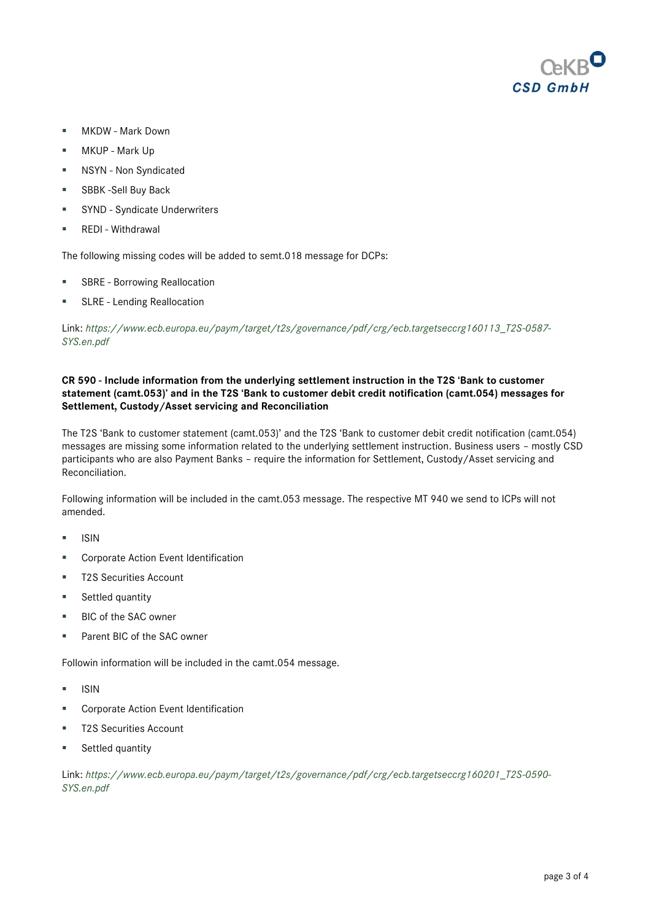- MKDW - Mark Down
- MKUP - Mark Up
- NSYN - Non Syndicated
- SBBK -Sell Buy Back
- SYND - Syndicate Underwriters
- REDI - Withdrawal

The following missing codes will be added to semt.018 message for DCPs:

- SBRE - Borrowing Reallocation
- SLRE - Lending Reallocation

Link: *https://www.ecb.europa.eu/paym/target/t2s/governance/pdf/crg/ecb.targetseccrg160113_T2S-0587-SYS.en.pdf*

**CR 590 - Include information from the underlying settlement instruction in the T2S 'Bank to customer statement (camt.053)' and in the T2S 'Bank to customer debit credit notification (camt.054) messages for Settlement, Custody/Asset servicing and Reconciliation**

The T2S 'Bank to customer statement (camt.053)' and the T2S 'Bank to customer debit credit notification (camt.054) messages are missing some information related to the underlying settlement instruction. Business users – mostly CSD participants who are also Payment Banks – require the information for Settlement, Custody/Asset servicing and Reconciliation.

Following information will be included in the camt.053 message. The respective MT 940 we send to ICPs will not amended.

- ISIN
- Corporate Action Event Identification
- T2S Securities Account
- Settled quantity
- BIC of the SAC owner
- Parent BIC of the SAC owner

Followin information will be included in the camt.054 message.

- ISIN
- Corporate Action Event Identification
- T2S Securities Account
- Settled quantity

Link: *https://www.ecb.europa.eu/paym/target/t2s/governance/pdf/crg/ecb.targetseccrg160201_T2S-0590-SYS.en.pdf*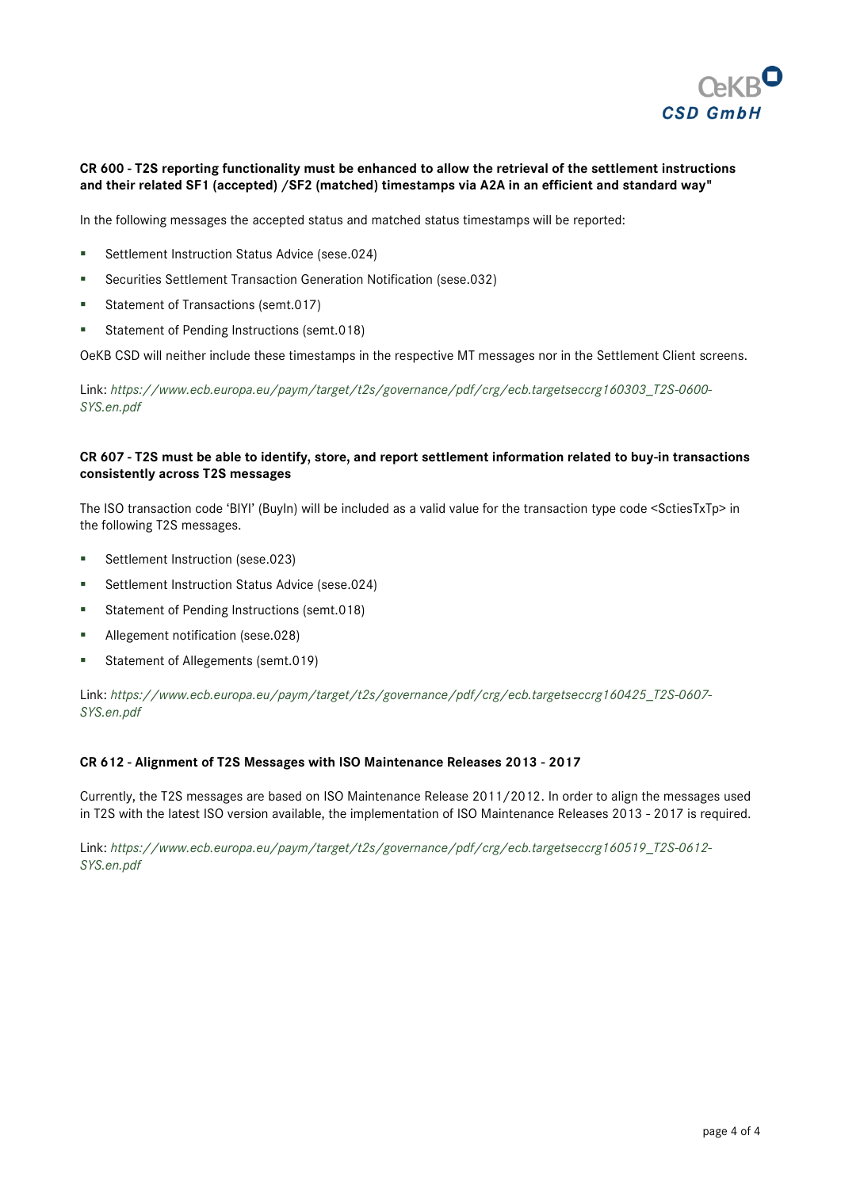**CR 600 - T2S reporting functionality must be enhanced to allow the retrieval of the settlement instructions and their related SF1 (accepted) /SF2 (matched) timestamps via A2A in an efficient and standard way"**

In the following messages the accepted status and matched status timestamps will be reported:

- Settlement Instruction Status Advice (sese.024)
- Securities Settlement Transaction Generation Notification (sese.032)
- Statement of Transactions (semt.017)
- Statement of Pending Instructions (semt.018)

OeKB CSD will neither include these timestamps in the respective MT messages nor in the Settlement Client screens.

Link: *https://www.ecb.europa.eu/paym/target/t2s/governance/pdf/crg/ecb.targetseccrg160303_T2S-0600-SYS.en.pdf*

**CR 607 - T2S must be able to identify, store, and report settlement information related to buy-in transactions consistently across T2S messages**

The ISO transaction code 'BIYI' (BuyIn) will be included as a valid value for the transaction type code <SctiesTxTp> in the following T2S messages.

- Settlement Instruction (sese.023)
- Settlement Instruction Status Advice (sese.024)
- Statement of Pending Instructions (semt.018)
- Allegement notification (sese.028)
- Statement of Allegements (semt.019)

Link: *https://www.ecb.europa.eu/paym/target/t2s/governance/pdf/crg/ecb.targetseccrg160425_T2S-0607-SYS.en.pdf*

**CR 612 - Alignment of T2S Messages with ISO Maintenance Releases 2013 - 2017**

Currently, the T2S messages are based on ISO Maintenance Release 2011/2012. In order to align the messages used in T2S with the latest ISO version available, the implementation of ISO Maintenance Releases 2013 - 2017 is required.

Link: *https://www.ecb.europa.eu/paym/target/t2s/governance/pdf/crg/ecb.targetseccrg160519_T2S-0612-SYS.en.pdf*